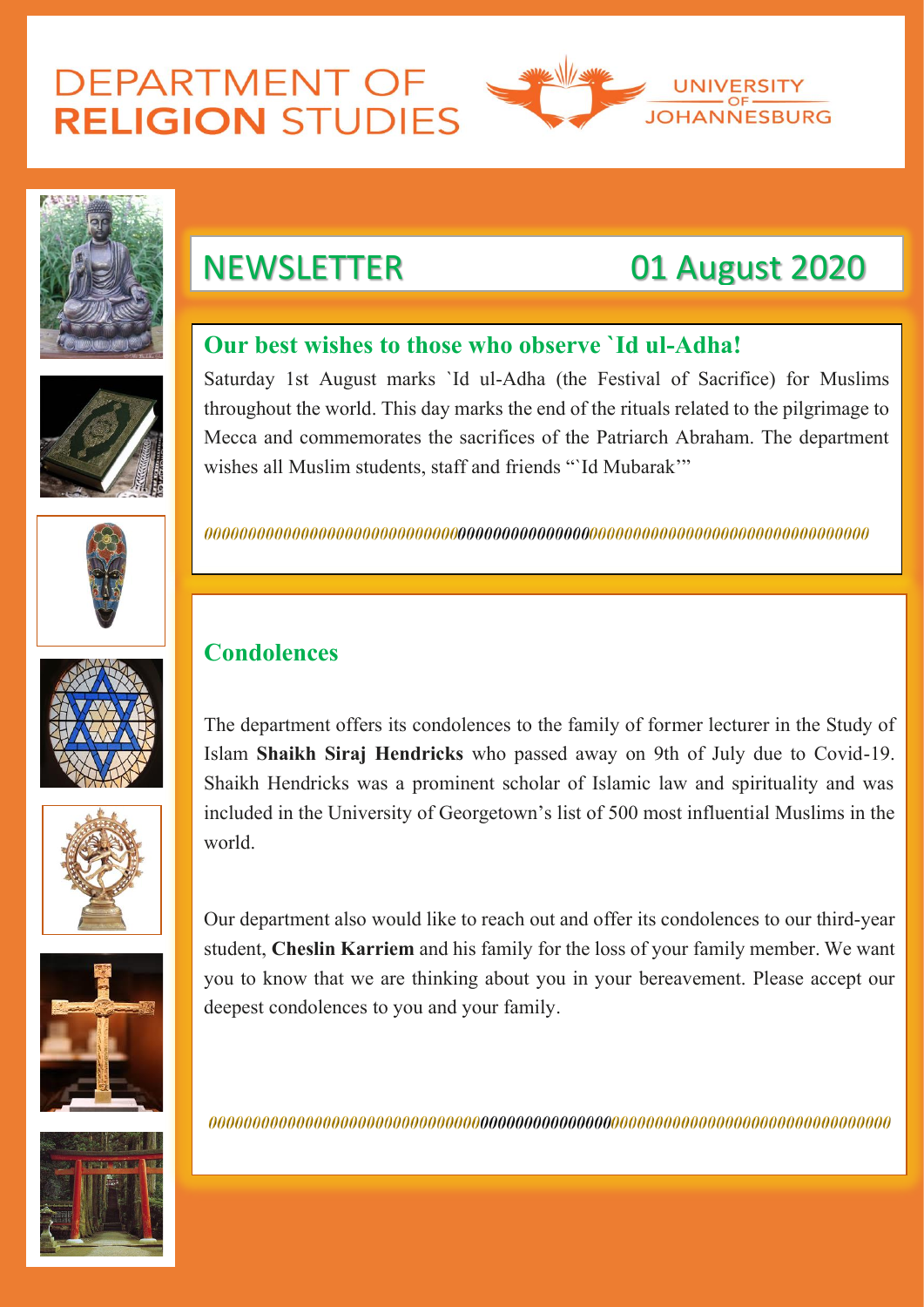# DEPARTMENT OF RELIGION STUDIES

UNIVERSITY OF JOHANNESBURG

## NEWSLETTER 01 August 2020

### Our best wishes to those who observe `Id ul-Adha!

Saturday 1st August marks `Id ul-Adha (the Festival of Sacrifice) for Muslims throughout the world. This day marks the end of the rituals related to the pilgrimage to Mecca and commemorates the sacrifices of the Patriarch Abraham. The department wishes all Muslim students, staff and friends "`Id Mubarak'"

*000000000000000000000000000000000000000000000000000000000000000000000000000000000*

### Condolences

The department offers its condolences to the family of former lecturer in the Study of Islam **Shaikh Siraj Hendricks** who passed away on 9th of July due to Covid-19. Shaikh Hendricks was a prominent scholar of Islamic law and spirituality and was included in the University of Georgetown's list of 500 most influential Muslims in the world.

Our department also would like to reach out and offer its condolences to our third-year student, **Cheslin Karriem** and his family for the loss of your family member. We want you to know that we are thinking about you in your bereavement. Please accept our deepest condolences to you and your family.

*000000000000000000000000000000000000000000000000000000000000000000000000000000000*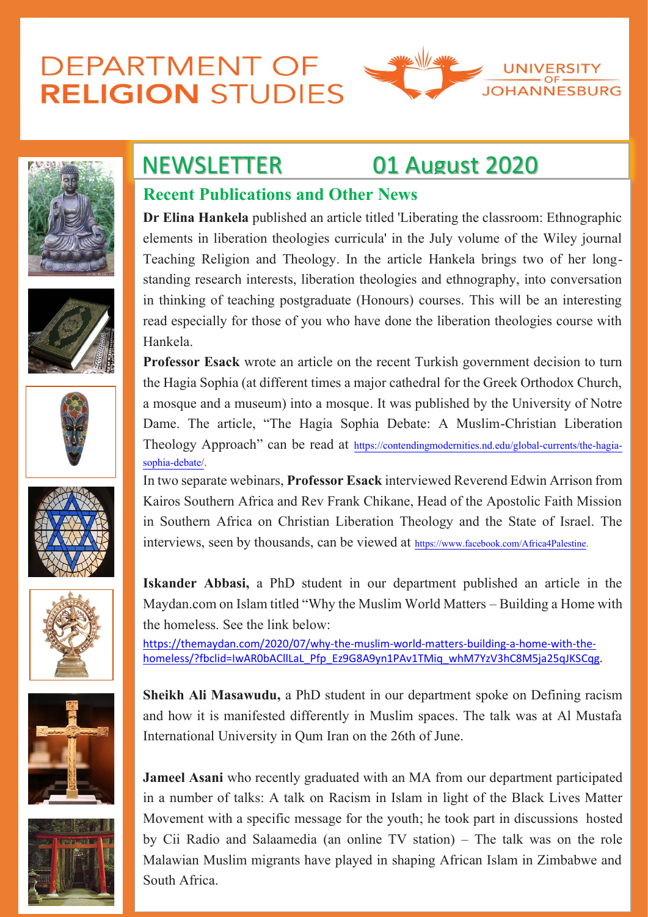# DEPARTMENT OF RELIGION STUDIES

UNIVERSITY OF JOHANNESBURG

## NEWSLETTER 01 August 2020

### Recent Publications and Other News

**Dr Elina Hankela** published an article titled 'Liberating the classroom: Ethnographic elements in liberation theologies curricula' in the July volume of the Wiley journal Teaching Religion and Theology. In the article Hankela brings two of her long-standing research interests, liberation theologies and ethnography, into conversation in thinking of teaching postgraduate (Honours) courses. This will be an interesting read especially for those of you who have done the liberation theologies course with Hankela.

**Professor Esack** wrote an article on the recent Turkish government decision to turn the Hagia Sophia (at different times a major cathedral for the Greek Orthodox Church, a mosque and a museum) into a mosque. It was published by the University of Notre Dame. The article, "The Hagia Sophia Debate: A Muslim-Christian Liberation Theology Approach" can be read at https://contendingmodernities.nd.edu/global-currents/the-hagia-sophia-debate/.

In two separate webinars, **Professor Esack** interviewed Reverend Edwin Arrison from Kairos Southern Africa and Rev Frank Chikane, Head of the Apostolic Faith Mission in Southern Africa on Christian Liberation Theology and the State of Israel. The interviews, seen by thousands, can be viewed at https://www.facebook.com/Africa4Palestine.

**Iskander Abbasi,** a PhD student in our department published an article in the Maydan.com on Islam titled "Why the Muslim World Matters – Building a Home with the homeless. See the link below:

https://themaydan.com/2020/07/why-the-muslim-world-matters-building-a-home-with-the-homeless/?fbclid=IwAR0bACllLaL_Pfp_Ez9G8A9yn1PAv1TMiq_whM7YzV3hC8M5ja25qJKSCqg.

**Sheikh Ali Masawudu,** a PhD student in our department spoke on Defining racism and how it is manifested differently in Muslim spaces. The talk was at Al Mustafa International University in Qum Iran on the 26th of June.

**Jameel Asani** who recently graduated with an MA from our department participated in a number of talks: A talk on Racism in Islam in light of the Black Lives Matter Movement with a specific message for the youth; he took part in discussions hosted by Cii Radio and Salaamedia (an online TV station) – The talk was on the role Malawian Muslim migrants have played in shaping African Islam in Zimbabwe and South Africa.